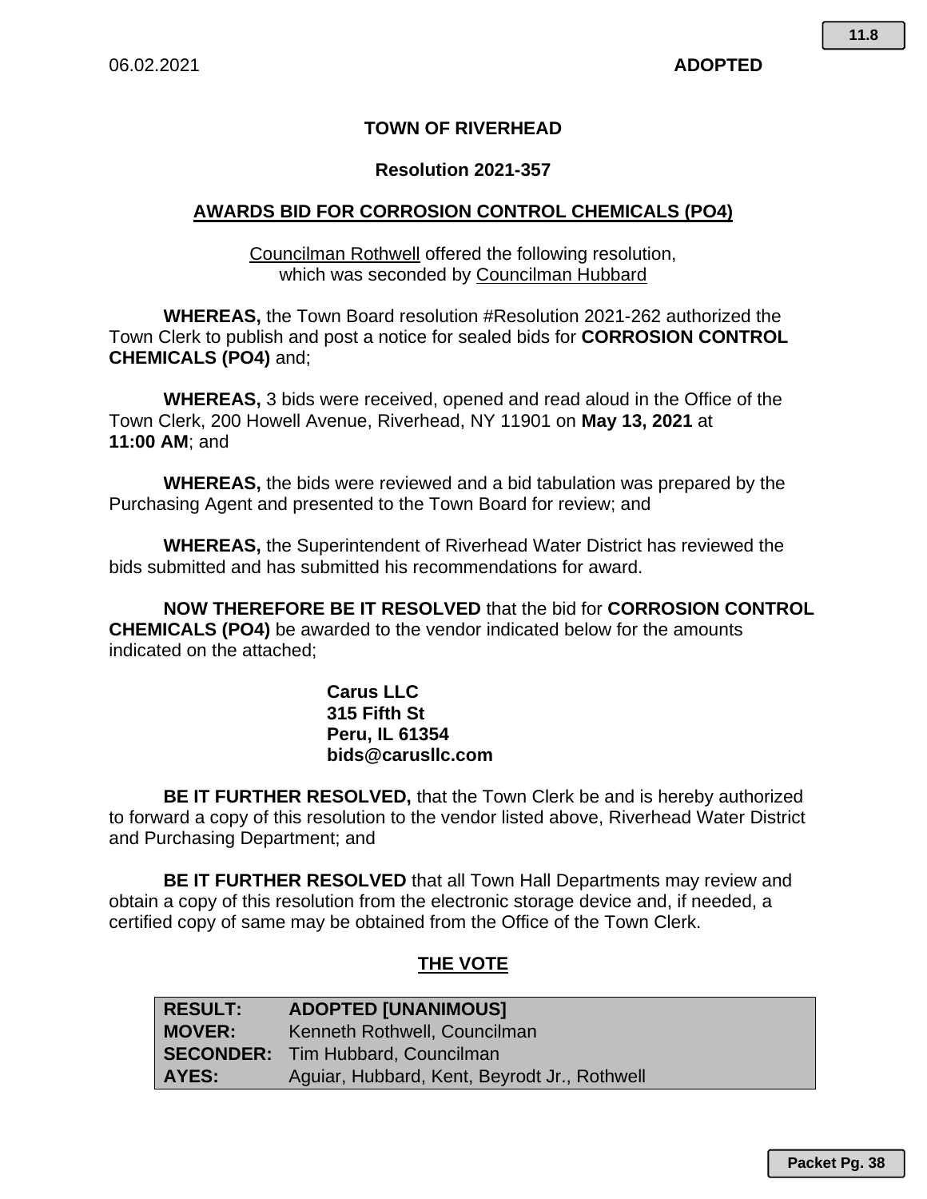06.02.2021 **ADOPTED**

# TOWN OF RIVERHEAD

## Resolution 2021-357

## AWARDS BID FOR CORROSION CONTROL CHEMICALS (PO4)

Councilman Rothwell offered the following resolution, which was seconded by Councilman Hubbard

**WHEREAS,** the Town Board resolution #Resolution 2021-262 authorized the Town Clerk to publish and post a notice for sealed bids for **CORROSION CONTROL CHEMICALS (PO4)** and;

**WHEREAS,** 3 bids were received, opened and read aloud in the Office of the Town Clerk, 200 Howell Avenue, Riverhead, NY 11901 on **May 13, 2021** at **11:00 AM**; and

**WHEREAS,** the bids were reviewed and a bid tabulation was prepared by the Purchasing Agent and presented to the Town Board for review; and

**WHEREAS,** the Superintendent of Riverhead Water District has reviewed the bids submitted and has submitted his recommendations for award.

**NOW THEREFORE BE IT RESOLVED** that the bid for **CORROSION CONTROL CHEMICALS (PO4)** be awarded to the vendor indicated below for the amounts indicated on the attached;

**Carus LLC**
**315 Fifth St**
**Peru, IL 61354**
**bids@carusllc.com**

**BE IT FURTHER RESOLVED,** that the Town Clerk be and is hereby authorized to forward a copy of this resolution to the vendor listed above, Riverhead Water District and Purchasing Department; and

**BE IT FURTHER RESOLVED** that all Town Hall Departments may review and obtain a copy of this resolution from the electronic storage device and, if needed, a certified copy of same may be obtained from the Office of the Town Clerk.

## THE VOTE

| | |
|---|---|
| **RESULT:** | **ADOPTED [UNANIMOUS]** |
| **MOVER:** | Kenneth Rothwell, Councilman |
| **SECONDER:** | Tim Hubbard, Councilman |
| **AYES:** | Aguiar, Hubbard, Kent, Beyrodt Jr., Rothwell |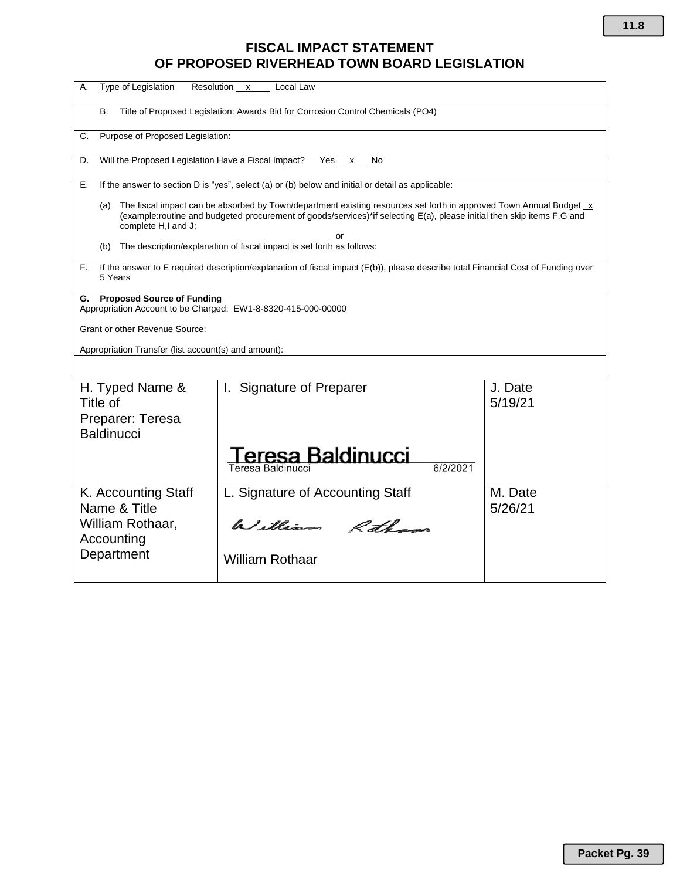# FISCAL IMPACT STATEMENT
# OF PROPOSED RIVERHEAD TOWN BOARD LEGISLATION

A. Type of Legislation Resolution __x__ Local Law

B. Title of Proposed Legislation: Awards Bid for Corrosion Control Chemicals (PO4)

C. Purpose of Proposed Legislation:

D. Will the Proposed Legislation Have a Fiscal Impact? Yes __x__ No

E. If the answer to section D is "yes", select (a) or (b) below and initial or detail as applicable:

(a) The fiscal impact can be absorbed by Town/department existing resources set forth in approved Town Annual Budget _x (example:routine and budgeted procurement of goods/services)*if selecting E(a), please initial then skip items F,G and complete H,I and J;

or

(b) The description/explanation of fiscal impact is set forth as follows:

F. If the answer to E required description/explanation of fiscal impact (E(b)), please describe total Financial Cost of Funding over 5 Years

**G. Proposed Source of Funding**

Appropriation Account to be Charged: EW1-8-8320-415-000-00000

Grant or other Revenue Source:

Appropriation Transfer (list account(s) and amount):

| H. Typed Name & Title of Preparer: Teresa Baldinucci | I. Signature of Preparer<br>Teresa Baldinucci<br>Teresa Baldinucci 6/2/2021 | J. Date 5/19/21 |
|---|---|---|
| K. Accounting Staff Name & Title William Rothaar, Accounting Department | L. Signature of Accounting Staff<br>William Rothaar<br>William Rothaar | M. Date 5/26/21 |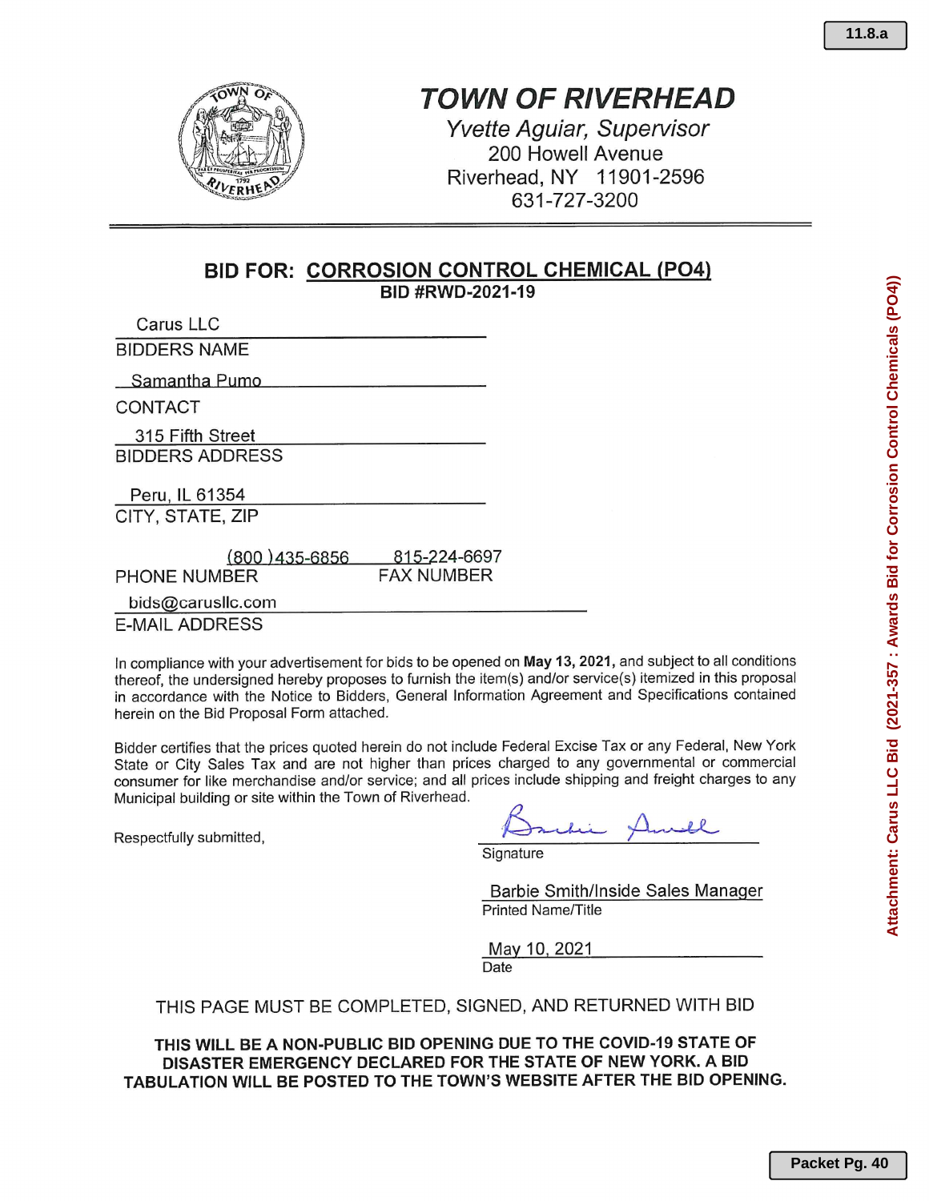# TOWN OF RIVERHEAD

*Yvette Aguiar, Supervisor*
200 Howell Avenue
Riverhead, NY 11901-2596
631-727-3200

## BID FOR: CORROSION CONTROL CHEMICAL (PO4)

**BID #RWD-2021-19**

Carus LLC
BIDDERS NAME

Samantha Pumo
CONTACT

315 Fifth Street
BIDDERS ADDRESS

Peru, IL 61354
CITY, STATE, ZIP

(800 )435-6856 — PHONE NUMBER
815-224-6697 — FAX NUMBER

bids@carusllc.com
E-MAIL ADDRESS

In compliance with your advertisement for bids to be opened on **May 13, 2021,** and subject to all conditions thereof, the undersigned hereby proposes to furnish the item(s) and/or service(s) itemized in this proposal in accordance with the Notice to Bidders, General Information Agreement and Specifications contained herein on the Bid Proposal Form attached.

Bidder certifies that the prices quoted herein do not include Federal Excise Tax or any Federal, New York State or City Sales Tax and are not higher than prices charged to any governmental or commercial consumer for like merchandise and/or service; and all prices include shipping and freight charges to any Municipal building or site within the Town of Riverhead.

Respectfully submitted,

Signature

Barbie Smith/Inside Sales Manager
Printed Name/Title

May 10, 2021
Date

THIS PAGE MUST BE COMPLETED, SIGNED, AND RETURNED WITH BID

**THIS WILL BE A NON-PUBLIC BID OPENING DUE TO THE COVID-19 STATE OF DISASTER EMERGENCY DECLARED FOR THE STATE OF NEW YORK. A BID TABULATION WILL BE POSTED TO THE TOWN'S WEBSITE AFTER THE BID OPENING.**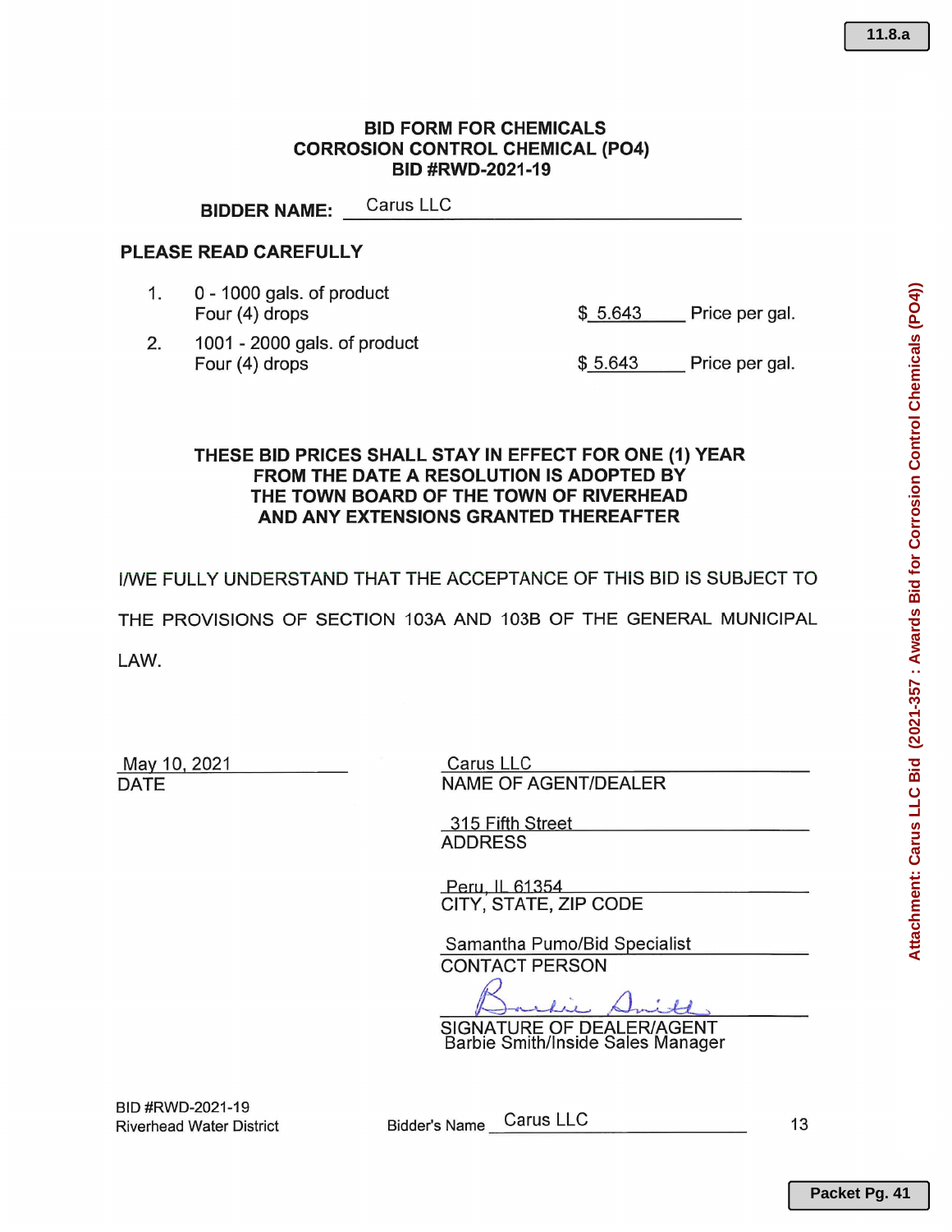**BID FORM FOR CHEMICALS**
**CORROSION CONTROL CHEMICAL (PO4)**
**BID #RWD-2021-19**

**BIDDER NAME:** Carus LLC

**PLEASE READ CAREFULLY**

| | | | |
|---|---|---|---|
| 1. | 0 - 1000 gals. of product<br>Four (4) drops | $ 5.643 | Price per gal. |
| 2. | 1001 - 2000 gals. of product<br>Four (4) drops | $ 5.643 | Price per gal. |

**THESE BID PRICES SHALL STAY IN EFFECT FOR ONE (1) YEAR FROM THE DATE A RESOLUTION IS ADOPTED BY THE TOWN BOARD OF THE TOWN OF RIVERHEAD AND ANY EXTENSIONS GRANTED THEREAFTER**

I/WE FULLY UNDERSTAND THAT THE ACCEPTANCE OF THIS BID IS SUBJECT TO THE PROVISIONS OF SECTION 103A AND 103B OF THE GENERAL MUNICIPAL LAW.

May 10, 2021
DATE

Carus LLC
NAME OF AGENT/DEALER

315 Fifth Street
ADDRESS

Peru, IL 61354
CITY, STATE, ZIP CODE

Samantha Pumo/Bid Specialist
CONTACT PERSON

Barbie Smith
SIGNATURE OF DEALER/AGENT
Barbie Smith/Inside Sales Manager

BID #RWD-2021-19
Riverhead Water District

Bidder's Name Carus LLC